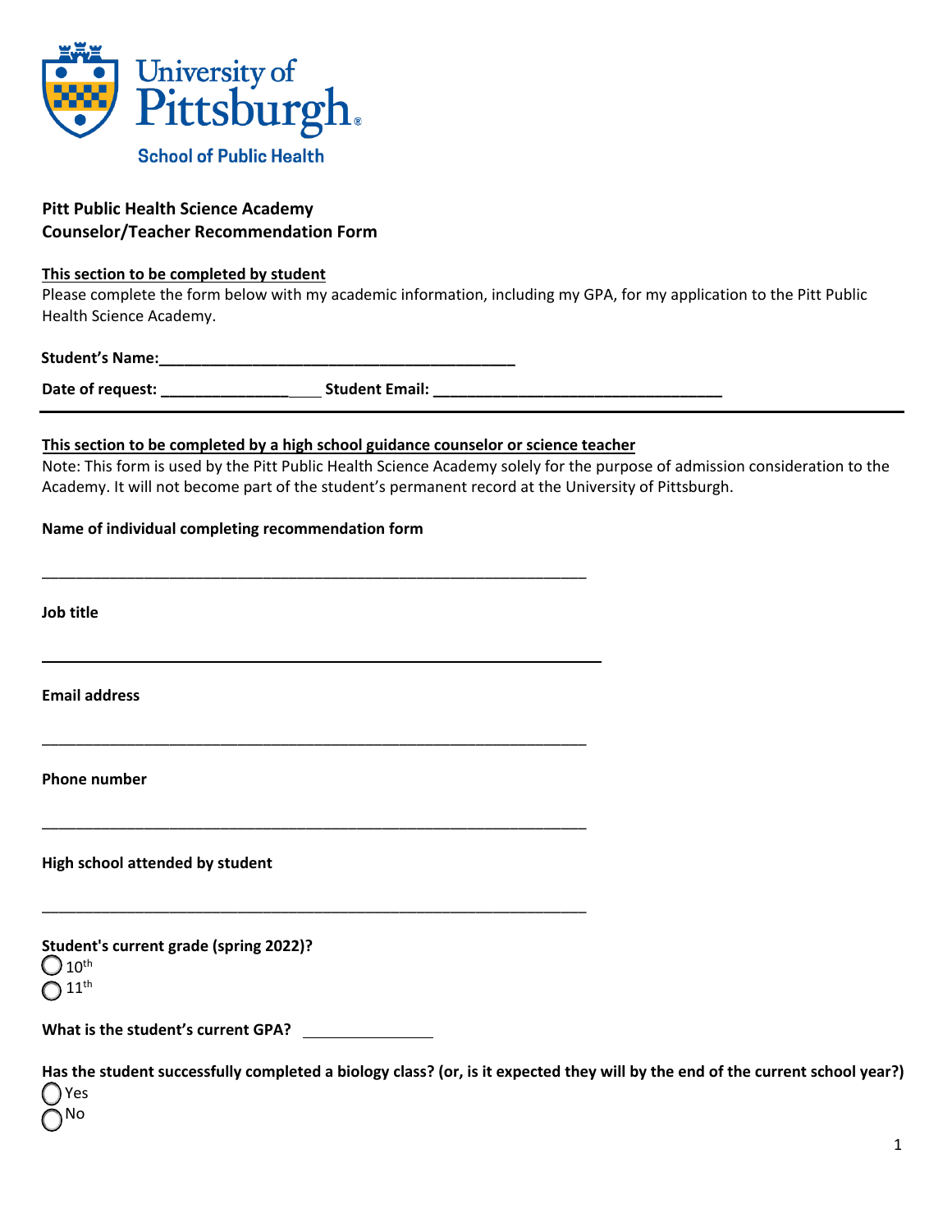University of Pittsburgh
School of Public Health

**Pitt Public Health Science Academy**
**Counselor/Teacher Recommendation Form**

**This section to be completed by student**

Please complete the form below with my academic information, including my GPA, for my application to the Pitt Public Health Science Academy.

**Student's Name:**___________________________________________

**Date of request:** ____________________ **Student Email:** ___________________________________

---

**This section to be completed by a high school guidance counselor or science teacher**

Note: This form is used by the Pitt Public Health Science Academy solely for the purpose of admission consideration to the Academy. It will not become part of the student's permanent record at the University of Pittsburgh.

**Name of individual completing recommendation form**

_________________________________________________________________

**Job title**

_________________________________________________________________

**Email address**

_________________________________________________________________

**Phone number**

_________________________________________________________________

**High school attended by student**

_________________________________________________________________

**Student's current grade (spring 2022)?**

- ◯ 10th
- ◯ 11th

**What is the student's current GPA?** ________________

**Has the student successfully completed a biology class? (or, is it expected they will by the end of the current school year?)**

- ◯ Yes
- ◯ No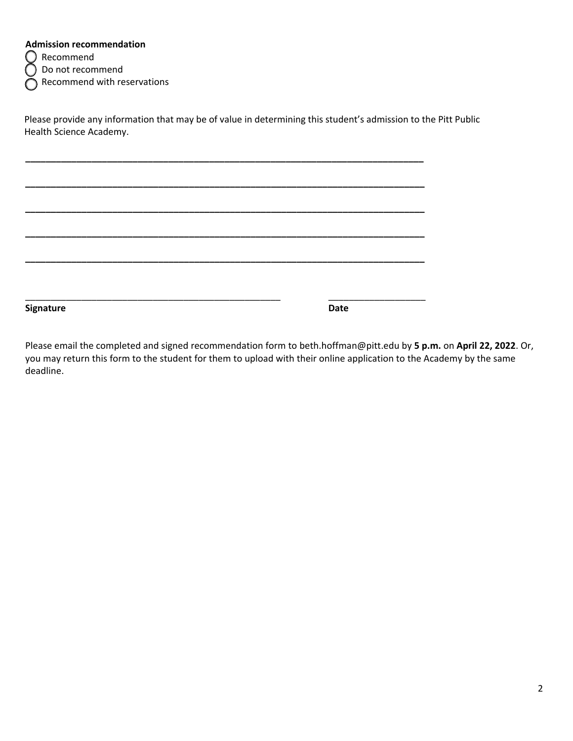**Admission recommendation**

- ◯ Recommend
- ◯ Do not recommend
- ◯ Recommend with reservations

Please provide any information that may be of value in determining this student's admission to the Pitt Public Health Science Academy.

\_\_\_\_\_\_\_\_\_\_\_\_\_\_\_\_\_\_\_\_\_\_\_\_\_\_\_\_\_\_\_\_\_\_\_\_\_\_\_\_\_\_\_\_\_\_\_\_\_\_\_\_\_\_\_\_\_\_\_\_\_\_\_\_\_\_\_\_\_\_\_\_\_\_

\_\_\_\_\_\_\_\_\_\_\_\_\_\_\_\_\_\_\_\_\_\_\_\_\_\_\_\_\_\_\_\_\_\_\_\_\_\_\_\_\_\_\_\_\_\_\_\_\_\_\_\_\_\_\_\_\_\_\_\_\_\_\_\_\_\_\_\_\_\_\_\_\_\_

\_\_\_\_\_\_\_\_\_\_\_\_\_\_\_\_\_\_\_\_\_\_\_\_\_\_\_\_\_\_\_\_\_\_\_\_\_\_\_\_\_\_\_\_\_\_\_\_\_\_\_\_\_\_\_\_\_\_\_\_\_\_\_\_\_\_\_\_\_\_\_\_\_\_

\_\_\_\_\_\_\_\_\_\_\_\_\_\_\_\_\_\_\_\_\_\_\_\_\_\_\_\_\_\_\_\_\_\_\_\_\_\_\_\_\_\_\_\_\_\_\_\_\_\_\_\_\_\_\_\_\_\_\_\_\_\_\_\_\_\_\_\_\_\_\_\_\_\_

\_\_\_\_\_\_\_\_\_\_\_\_\_\_\_\_\_\_\_\_\_\_\_\_\_\_\_\_\_\_\_\_\_\_\_\_\_\_\_\_\_\_\_\_\_\_\_\_\_\_\_\_\_\_\_\_\_\_\_\_\_\_\_\_\_\_\_\_\_\_\_\_\_\_

\_\_\_\_\_\_\_\_\_\_\_\_\_\_\_\_\_\_\_\_\_\_\_\_\_\_\_\_\_\_\_\_\_\_\_\_\_\_\_\_\_\_\_\_\_\_ \_\_\_\_\_\_\_\_\_\_\_\_\_\_\_\_\_\_

**Signature** **Date**

Please email the completed and signed recommendation form to beth.hoffman@pitt.edu by **5 p.m.** on **April 22, 2022**. Or, you may return this form to the student for them to upload with their online application to the Academy by the same deadline.